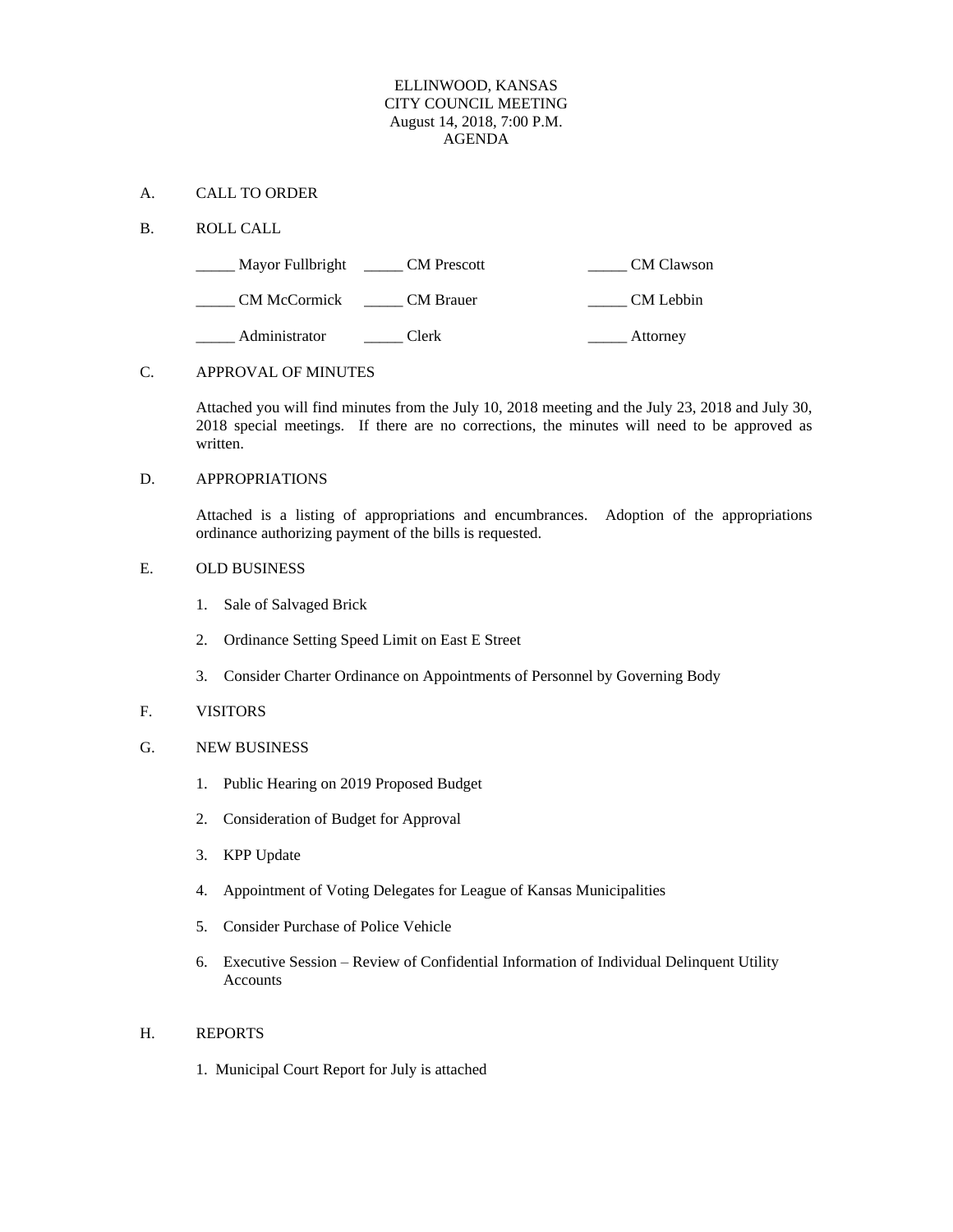# ELLINWOOD, KANSAS
## CITY COUNCIL MEETING
## August 14, 2018, 7:00 P.M.
## AGENDA

A. CALL TO ORDER

B. ROLL CALL

| | | |
|---|---|---|
| _____ Mayor Fullbright | _____ CM Prescott | _____ CM Clawson |
| _____ CM McCormick | _____ CM Brauer | _____ CM Lebbin |
| _____ Administrator | _____ Clerk | _____ Attorney |

C. APPROVAL OF MINUTES

Attached you will find minutes from the July 10, 2018 meeting and the July 23, 2018 and July 30, 2018 special meetings. If there are no corrections, the minutes will need to be approved as written.

D. APPROPRIATIONS

Attached is a listing of appropriations and encumbrances. Adoption of the appropriations ordinance authorizing payment of the bills is requested.

E. OLD BUSINESS

1. Sale of Salvaged Brick
2. Ordinance Setting Speed Limit on East E Street
3. Consider Charter Ordinance on Appointments of Personnel by Governing Body

F. VISITORS

G. NEW BUSINESS

1. Public Hearing on 2019 Proposed Budget
2. Consideration of Budget for Approval
3. KPP Update
4. Appointment of Voting Delegates for League of Kansas Municipalities
5. Consider Purchase of Police Vehicle
6. Executive Session – Review of Confidential Information of Individual Delinquent Utility Accounts

H. REPORTS

1. Municipal Court Report for July is attached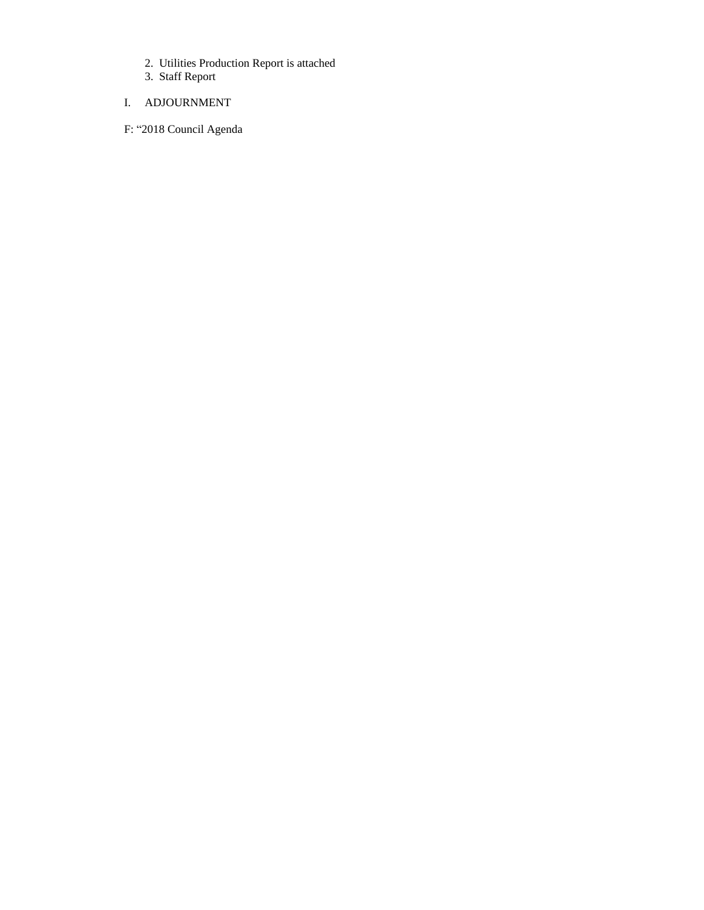2. Utilities Production Report is attached
3. Staff Report

I. ADJOURNMENT

F: "2018 Council Agenda